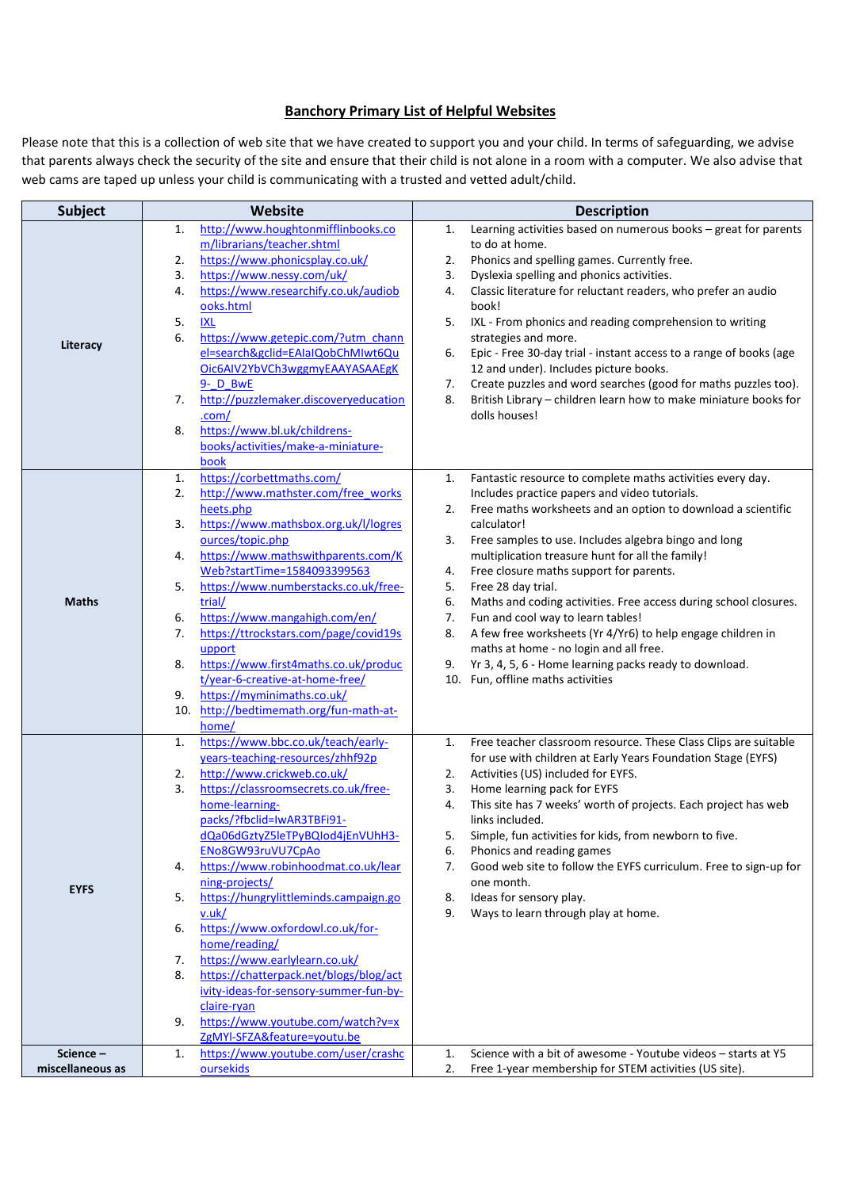# Banchory Primary List of Helpful Websites

Please note that this is a collection of web site that we have created to support you and your child. In terms of safeguarding, we advise that parents always check the security of the site and ensure that their child is not alone in a room with a computer. We also advise that web cams are taped up unless your child is communicating with a trusted and vetted adult/child.

| Subject | Website | Description |
|---|---|---|
| **Literacy** | 1. http://www.houghtonmifflinbooks.com/librarians/teacher.shtml<br>2. https://www.phonicsplay.co.uk/<br>3. https://www.nessy.com/uk/<br>4. https://www.researchify.co.uk/audiobooks.html<br>5. IXL<br>6. https://www.getepic.com/?utm_channel=search&gclid=EAIaIQobChMIwt6QuOic6AIV2YbVCh3wggmyEAAYASAAEgK9-_D_BwE<br>7. http://puzzlemaker.discoveryeducation.com/<br>8. https://www.bl.uk/childrens-books/activities/make-a-miniature-book | 1. Learning activities based on numerous books – great for parents to do at home.<br>2. Phonics and spelling games. Currently free.<br>3. Dyslexia spelling and phonics activities.<br>4. Classic literature for reluctant readers, who prefer an audio book!<br>5. IXL - From phonics and reading comprehension to writing strategies and more.<br>6. Epic - Free 30-day trial - instant access to a range of books (age 12 and under). Includes picture books.<br>7. Create puzzles and word searches (good for maths puzzles too).<br>8. British Library – children learn how to make miniature books for dolls houses! |
| **Maths** | 1. https://corbettmaths.com/<br>2. http://www.mathster.com/free_worksheets.php<br>3. https://www.mathsbox.org.uk/l/logresources/topic.php<br>4. https://www.mathswithparents.com/KWeb?startTime=1584093399563<br>5. https://www.numberstacks.co.uk/free-trial/<br>6. https://www.mangahigh.com/en/<br>7. https://ttrockstars.com/page/covid19support<br>8. https://www.first4maths.co.uk/product/year-6-creative-at-home-free/<br>9. https://myminimaths.co.uk/<br>10. http://bedtimemath.org/fun-math-at-home/ | 1. Fantastic resource to complete maths activities every day. Includes practice papers and video tutorials.<br>2. Free maths worksheets and an option to download a scientific calculator!<br>3. Free samples to use. Includes algebra bingo and long multiplication treasure hunt for all the family!<br>4. Free closure maths support for parents.<br>5. Free 28 day trial.<br>6. Maths and coding activities. Free access during school closures.<br>7. Fun and cool way to learn tables!<br>8. A few free worksheets (Yr 4/Yr6) to help engage children in maths at home - no login and all free.<br>9. Yr 3, 4, 5, 6 - Home learning packs ready to download.<br>10. Fun, offline maths activities |
| **EYFS** | 1. https://www.bbc.co.uk/teach/early-years-teaching-resources/zhhf92p<br>2. http://www.crickweb.co.uk/<br>3. https://classroomsecrets.co.uk/free-home-learning-packs/?fbclid=IwAR3TBFi91-dQa06dGztyZ5leTPyBQIod4jEnVUhH3-ENo8GW93ruVU7CpAo<br>4. https://www.robinhoodmat.co.uk/learning-projects/<br>5. https://hungrylittleminds.campaign.gov.uk/<br>6. https://www.oxfordowl.co.uk/for-home/reading/<br>7. https://www.earlylearn.co.uk/<br>8. https://chatterpack.net/blogs/blog/activity-ideas-for-sensory-summer-fun-by-claire-ryan<br>9. https://www.youtube.com/watch?v=xZgMYl-SFZA&feature=youtu.be | 1. Free teacher classroom resource. These Class Clips are suitable for use with children at Early Years Foundation Stage (EYFS)<br>2. Activities (US) included for EYFS.<br>3. Home learning pack for EYFS<br>4. This site has 7 weeks' worth of projects. Each project has web links included.<br>5. Simple, fun activities for kids, from newborn to five.<br>6. Phonics and reading games<br>7. Good web site to follow the EYFS curriculum. Free to sign-up for one month.<br>8. Ideas for sensory play.<br>9. Ways to learn through play at home. |
| **Science – miscellaneous as** | 1. https://www.youtube.com/user/crashcoursekids | 1. Science with a bit of awesome - Youtube videos – starts at Y5<br>2. Free 1-year membership for STEM activities (US site). |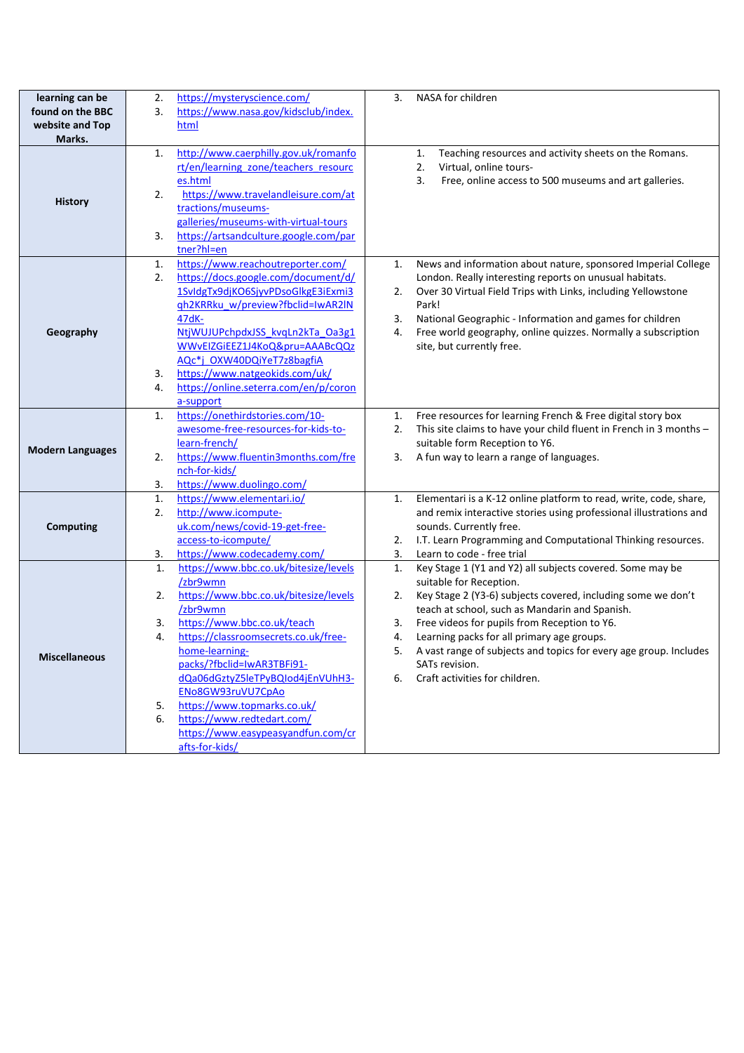| | | |
|---|---|---|
| **learning can be found on the BBC website and Top Marks.** | 2. https://mysteryscience.com/<br>3. https://www.nasa.gov/kidsclub/index.html | 3. NASA for children |
| **History** | 1. http://www.caerphilly.gov.uk/romanfort/en/learning_zone/teachers_resources.html<br>2. https://www.travelandleisure.com/attractions/museums-galleries/museums-with-virtual-tours<br>3. https://artsandculture.google.com/partner?hl=en | 1. Teaching resources and activity sheets on the Romans.<br>2. Virtual, online tours-<br>3. Free, online access to 500 museums and art galleries. |
| **Geography** | 1. https://www.reachoutreporter.com/<br>2. https://docs.google.com/document/d/1SvIdgTx9djKO6SjyvPDsoGlkgE3iExmi3qh2KRRku_w/preview?fbclid=IwAR2lN47dK-NtjWUJUPchpdxJSS_kvqLn2kTa_Oa3g1WWvEIZGiEEZ1J4KoQ&pru=AAABcQQzAQc*j_OXW40DQiYeT7z8bagfiA<br>3. https://www.natgeokids.com/uk/<br>4. https://online.seterra.com/en/p/corona-support | 1. News and information about nature, sponsored Imperial College London. Really interesting reports on unusual habitats.<br>2. Over 30 Virtual Field Trips with Links, including Yellowstone Park!<br>3. National Geographic - Information and games for children<br>4. Free world geography, online quizzes. Normally a subscription site, but currently free. |
| **Modern Languages** | 1. https://onethirdstories.com/10-awesome-free-resources-for-kids-to-learn-french/<br>2. https://www.fluentin3months.com/french-for-kids/<br>3. https://www.duolingo.com/ | 1. Free resources for learning French & Free digital story box<br>2. This site claims to have your child fluent in French in 3 months – suitable form Reception to Y6.<br>3. A fun way to learn a range of languages. |
| **Computing** | 1. https://www.elementari.io/<br>2. http://www.icompute-uk.com/news/covid-19-get-free-access-to-icompute/<br>3. https://www.codecademy.com/ | 1. Elementari is a K-12 online platform to read, write, code, share, and remix interactive stories using professional illustrations and sounds. Currently free.<br>2. I.T. Learn Programming and Computational Thinking resources.<br>3. Learn to code - free trial |
| **Miscellaneous** | 1. https://www.bbc.co.uk/bitesize/levels/zbr9wmn<br>2. https://www.bbc.co.uk/bitesize/levels/zbr9wmn<br>3. https://www.bbc.co.uk/teach<br>4. https://classroomsecrets.co.uk/free-home-learning-packs/?fbclid=IwAR3TBFi91-dQa06dGztyZ5leTPyBQlod4jEnVUhH3-ENo8GW93ruVU7CpAo<br>5. https://www.topmarks.co.uk/<br>6. https://www.redtedart.com/<br>https://www.easypeasyandfun.com/crafts-for-kids/ | 1. Key Stage 1 (Y1 and Y2) all subjects covered. Some may be suitable for Reception.<br>2. Key Stage 2 (Y3-6) subjects covered, including some we don't teach at school, such as Mandarin and Spanish.<br>3. Free videos for pupils from Reception to Y6.<br>4. Learning packs for all primary age groups.<br>5. A vast range of subjects and topics for every age group. Includes SATs revision.<br>6. Craft activities for children. |